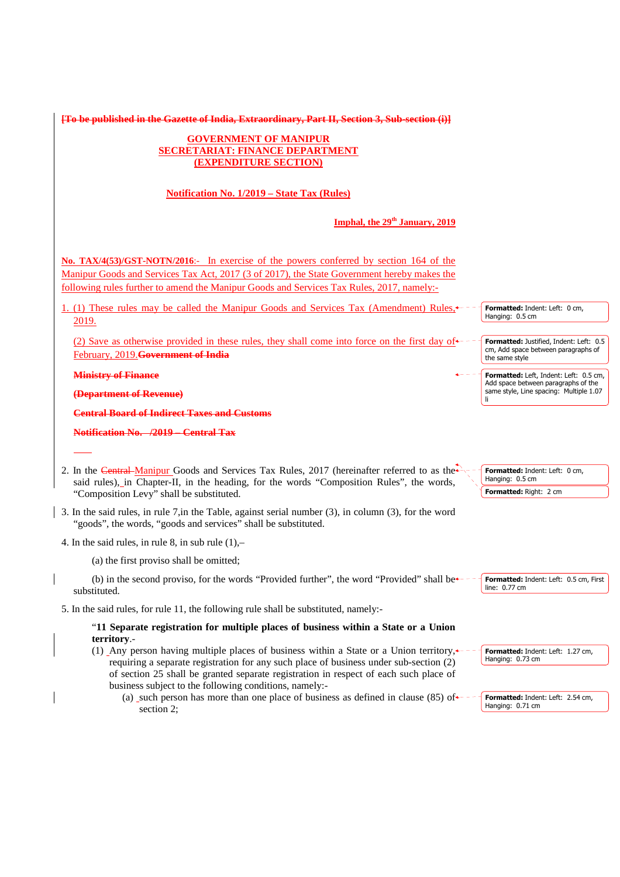~~[To be published in the Gazette of India, Extraordinary, Part II, Section 3, Sub-section (i)]~~

**GOVERNMENT OF MANIPUR**
**SECRETARIAT: FINANCE DEPARTMENT**
**(EXPENDITURE SECTION)**

**Notification No. 1/2019 – State Tax (Rules)**

**Imphal, the 29th January, 2019**

**No. TAX/4(53)/GST-NOTN/2016**:- In exercise of the powers conferred by section 164 of the Manipur Goods and Services Tax Act, 2017 (3 of 2017), the State Government hereby makes the following rules further to amend the Manipur Goods and Services Tax Rules, 2017, namely:-

1. (1) These rules may be called the Manipur Goods and Services Tax (Amendment) Rules, 2019.

   (2) Save as otherwise provided in these rules, they shall come into force on the first day of February, 2019.~~Government of India~~

~~Ministry of Finance~~

~~(Department of Revenue)~~

~~Central Board of Indirect Taxes and Customs~~

~~Notification No. /2019 – Central Tax~~

2. In the ~~Central~~ Manipur Goods and Services Tax Rules, 2017 (hereinafter referred to as the said rules), in Chapter-II, in the heading, for the words "Composition Rules", the words, "Composition Levy" shall be substituted.

3. In the said rules, in rule 7,in the Table, against serial number (3), in column (3), for the word "goods", the words, "goods and services" shall be substituted.

4. In the said rules, in rule 8, in sub rule (1),–

   (a) the first proviso shall be omitted;

   (b) in the second proviso, for the words "Provided further", the word "Provided" shall be substituted.

5. In the said rules, for rule 11, the following rule shall be substituted, namely:-

   "**11 Separate registration for multiple places of business within a State or a Union territory**.-

   (1) Any person having multiple places of business within a State or a Union territory, requiring a separate registration for any such place of business under sub-section (2) of section 25 shall be granted separate registration in respect of each such place of business subject to the following conditions, namely:-

      (a) such person has more than one place of business as defined in clause (85) of section 2;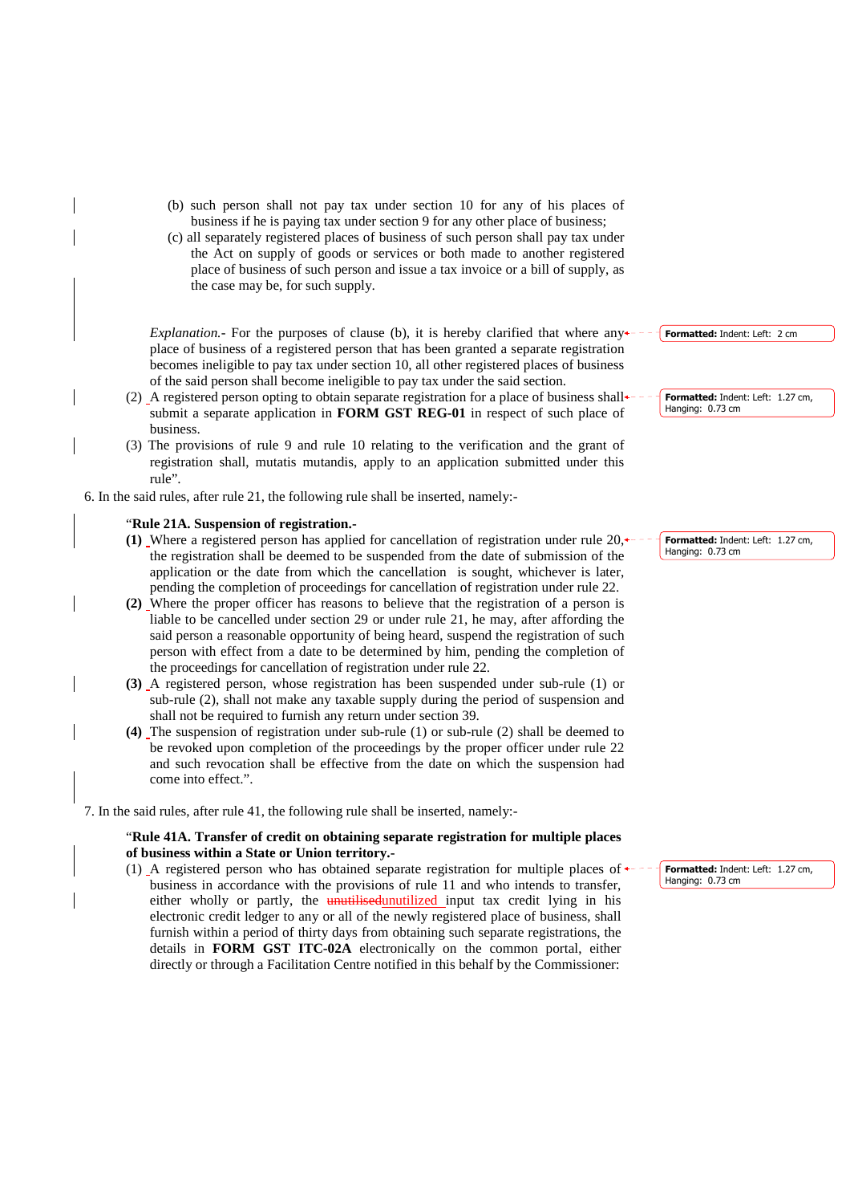(b) such person shall not pay tax under section 10 for any of his places of business if he is paying tax under section 9 for any other place of business;

(c) all separately registered places of business of such person shall pay tax under the Act on supply of goods or services or both made to another registered place of business of such person and issue a tax invoice or a bill of supply, as the case may be, for such supply.

*Explanation.*- For the purposes of clause (b), it is hereby clarified that where any place of business of a registered person that has been granted a separate registration becomes ineligible to pay tax under section 10, all other registered places of business of the said person shall become ineligible to pay tax under the said section.

(2) A registered person opting to obtain separate registration for a place of business shall submit a separate application in **FORM GST REG-01** in respect of such place of business.

(3) The provisions of rule 9 and rule 10 relating to the verification and the grant of registration shall, mutatis mutandis, apply to an application submitted under this rule".

6. In the said rules, after rule 21, the following rule shall be inserted, namely:-

"**Rule 21A. Suspension of registration.-**

**(1)** Where a registered person has applied for cancellation of registration under rule 20, the registration shall be deemed to be suspended from the date of submission of the application or the date from which the cancellation is sought, whichever is later, pending the completion of proceedings for cancellation of registration under rule 22.

**(2)** Where the proper officer has reasons to believe that the registration of a person is liable to be cancelled under section 29 or under rule 21, he may, after affording the said person a reasonable opportunity of being heard, suspend the registration of such person with effect from a date to be determined by him, pending the completion of the proceedings for cancellation of registration under rule 22.

**(3)** A registered person, whose registration has been suspended under sub-rule (1) or sub-rule (2), shall not make any taxable supply during the period of suspension and shall not be required to furnish any return under section 39.

**(4)** The suspension of registration under sub-rule (1) or sub-rule (2) shall be deemed to be revoked upon completion of the proceedings by the proper officer under rule 22 and such revocation shall be effective from the date on which the suspension had come into effect.".

7. In the said rules, after rule 41, the following rule shall be inserted, namely:-

"**Rule 41A. Transfer of credit on obtaining separate registration for multiple places of business within a State or Union territory.-**

(1) A registered person who has obtained separate registration for multiple places of business in accordance with the provisions of rule 11 and who intends to transfer, either wholly or partly, the ~~unutilised~~unutilized input tax credit lying in his electronic credit ledger to any or all of the newly registered place of business, shall furnish within a period of thirty days from obtaining such separate registrations, the details in **FORM GST ITC-02A** electronically on the common portal, either directly or through a Facilitation Centre notified in this behalf by the Commissioner: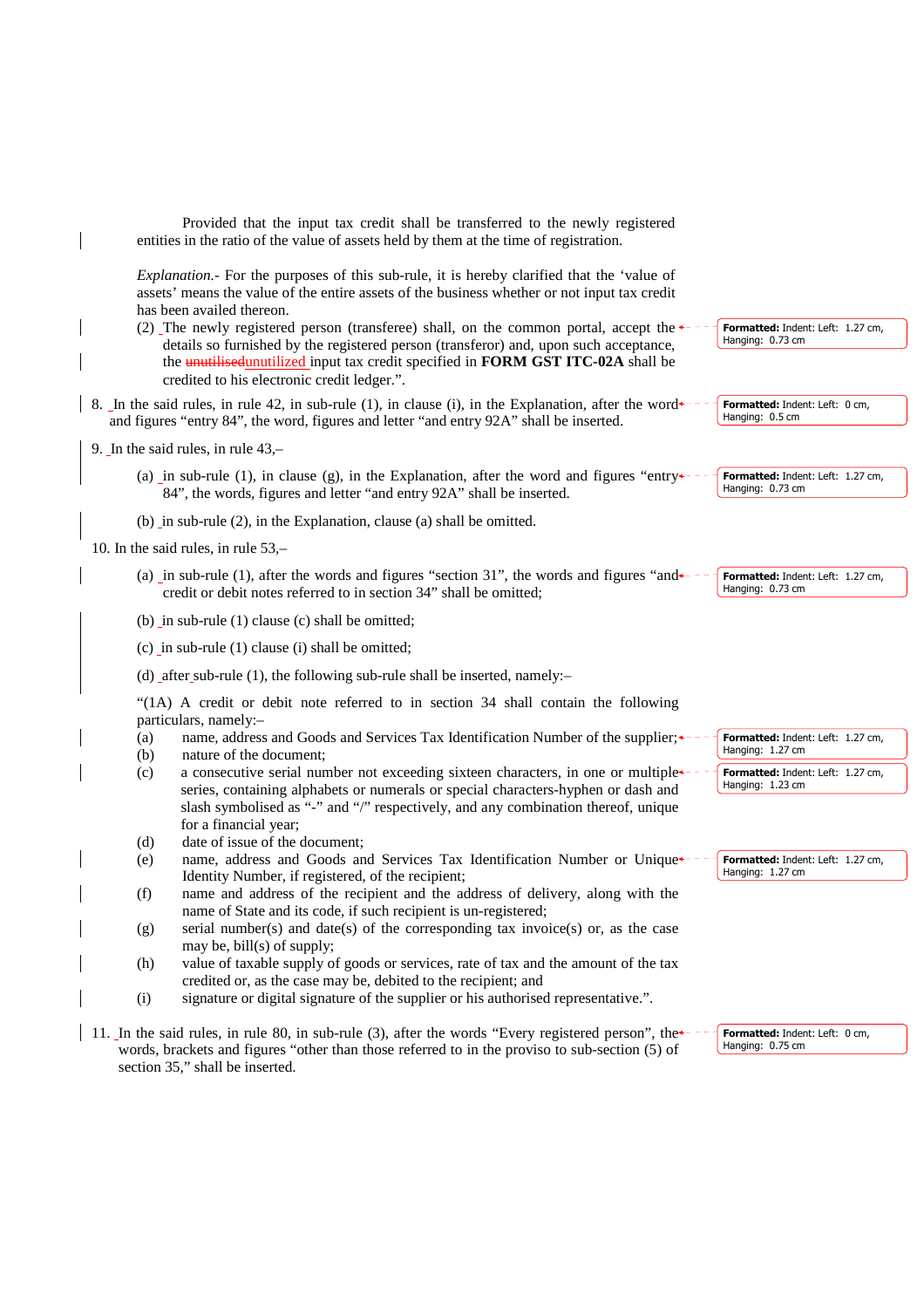Provided that the input tax credit shall be transferred to the newly registered entities in the ratio of the value of assets held by them at the time of registration.

*Explanation*.- For the purposes of this sub-rule, it is hereby clarified that the 'value of assets' means the value of the entire assets of the business whether or not input tax credit has been availed thereon.

(2) The newly registered person (transferee) shall, on the common portal, accept the details so furnished by the registered person (transferor) and, upon such acceptance, the ~~unutilised~~unutilized input tax credit specified in **FORM GST ITC-02A** shall be credited to his electronic credit ledger.".

8. In the said rules, in rule 42, in sub-rule (1), in clause (i), in the Explanation, after the word and figures "entry 84", the word, figures and letter "and entry 92A" shall be inserted.

9. In the said rules, in rule 43,–

(a) in sub-rule (1), in clause (g), in the Explanation, after the word and figures "entry 84", the words, figures and letter "and entry 92A" shall be inserted.

(b) in sub-rule (2), in the Explanation, clause (a) shall be omitted.

10. In the said rules, in rule 53,–

(a) in sub-rule (1), after the words and figures "section 31", the words and figures "and credit or debit notes referred to in section 34" shall be omitted;

(b) in sub-rule (1) clause (c) shall be omitted;

(c) in sub-rule (1) clause (i) shall be omitted;

(d) after sub-rule (1), the following sub-rule shall be inserted, namely:–

"(1A) A credit or debit note referred to in section 34 shall contain the following particulars, namely:–

(a) name, address and Goods and Services Tax Identification Number of the supplier;

(b) nature of the document;

(c) a consecutive serial number not exceeding sixteen characters, in one or multiple series, containing alphabets or numerals or special characters-hyphen or dash and slash symbolised as "-" and "/" respectively, and any combination thereof, unique for a financial year;

(d) date of issue of the document;

(e) name, address and Goods and Services Tax Identification Number or Unique Identity Number, if registered, of the recipient;

(f) name and address of the recipient and the address of delivery, along with the name of State and its code, if such recipient is un-registered;

(g) serial number(s) and date(s) of the corresponding tax invoice(s) or, as the case may be, bill(s) of supply;

(h) value of taxable supply of goods or services, rate of tax and the amount of the tax credited or, as the case may be, debited to the recipient; and

(i) signature or digital signature of the supplier or his authorised representative.".

11. In the said rules, in rule 80, in sub-rule (3), after the words "Every registered person", the words, brackets and figures "other than those referred to in the proviso to sub-section (5) of section 35," shall be inserted.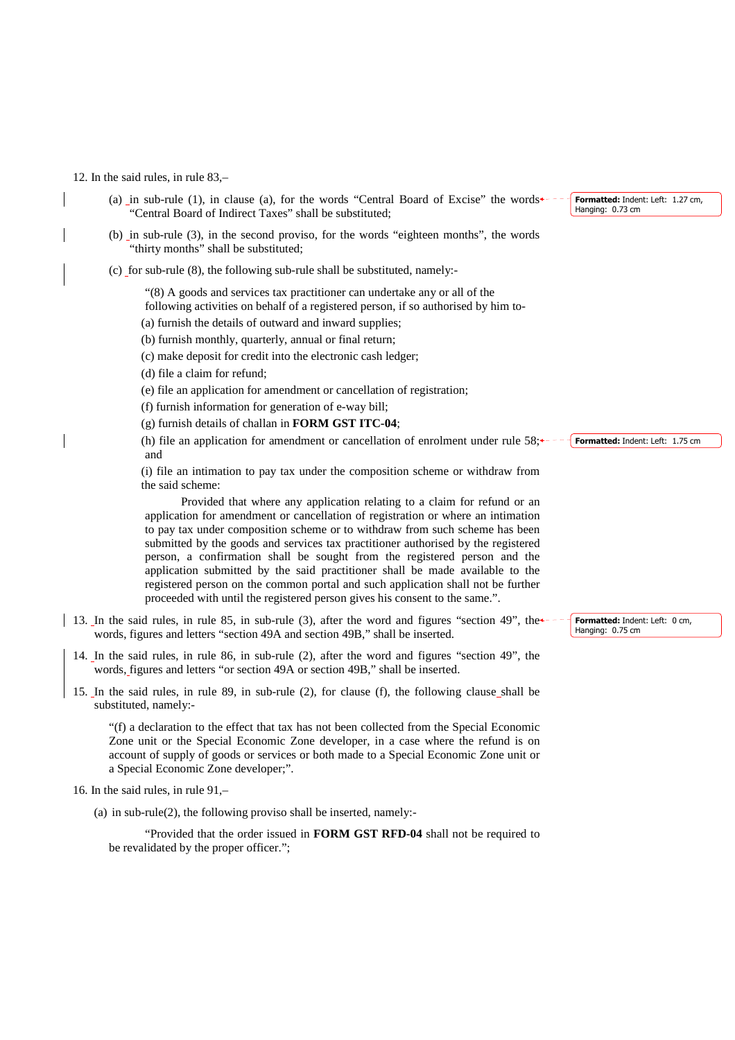12. In the said rules, in rule 83,–

(a) in sub-rule (1), in clause (a), for the words "Central Board of Excise" the words "Central Board of Indirect Taxes" shall be substituted;

(b) in sub-rule (3), in the second proviso, for the words "eighteen months", the words "thirty months" shall be substituted;

(c) for sub-rule (8), the following sub-rule shall be substituted, namely:-

"(8) A goods and services tax practitioner can undertake any or all of the following activities on behalf of a registered person, if so authorised by him to-

(a) furnish the details of outward and inward supplies;

(b) furnish monthly, quarterly, annual or final return;

(c) make deposit for credit into the electronic cash ledger;

(d) file a claim for refund;

(e) file an application for amendment or cancellation of registration;

(f) furnish information for generation of e-way bill;

(g) furnish details of challan in **FORM GST ITC-04**;

(h) file an application for amendment or cancellation of enrolment under rule 58; and

(i) file an intimation to pay tax under the composition scheme or withdraw from the said scheme:

Provided that where any application relating to a claim for refund or an application for amendment or cancellation of registration or where an intimation to pay tax under composition scheme or to withdraw from such scheme has been submitted by the goods and services tax practitioner authorised by the registered person, a confirmation shall be sought from the registered person and the application submitted by the said practitioner shall be made available to the registered person on the common portal and such application shall not be further proceeded with until the registered person gives his consent to the same.".

13. In the said rules, in rule 85, in sub-rule (3), after the word and figures "section 49", the words, figures and letters "section 49A and section 49B," shall be inserted.

14. In the said rules, in rule 86, in sub-rule (2), after the word and figures "section 49", the words, figures and letters "or section 49A or section 49B," shall be inserted.

15. In the said rules, in rule 89, in sub-rule (2), for clause (f), the following clause shall be substituted, namely:-

"(f) a declaration to the effect that tax has not been collected from the Special Economic Zone unit or the Special Economic Zone developer, in a case where the refund is on account of supply of goods or services or both made to a Special Economic Zone unit or a Special Economic Zone developer;".

16. In the said rules, in rule 91,–

(a) in sub-rule(2), the following proviso shall be inserted, namely:-

"Provided that the order issued in **FORM GST RFD-04** shall not be required to be revalidated by the proper officer.";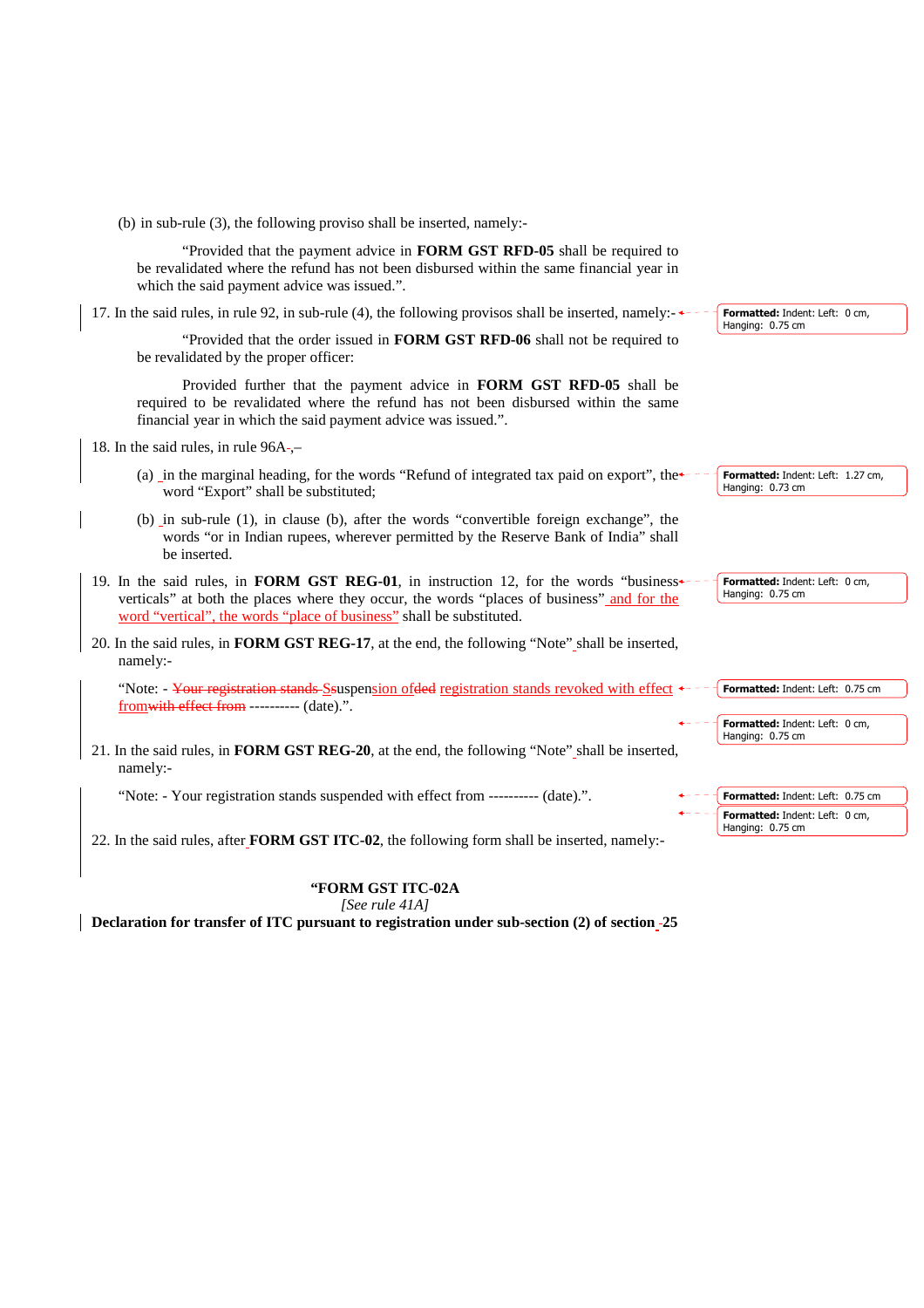(b) in sub-rule (3), the following proviso shall be inserted, namely:-

"Provided that the payment advice in **FORM GST RFD-05** shall be required to be revalidated where the refund has not been disbursed within the same financial year in which the said payment advice was issued.".

17. In the said rules, in rule 92, in sub-rule (4), the following provisos shall be inserted, namely:-

"Provided that the order issued in **FORM GST RFD-06** shall not be required to be revalidated by the proper officer:

Provided further that the payment advice in **FORM GST RFD-05** shall be required to be revalidated where the refund has not been disbursed within the same financial year in which the said payment advice was issued.".

18. In the said rules, in rule 96A,–

(a) in the marginal heading, for the words "Refund of integrated tax paid on export", the word "Export" shall be substituted;

(b) in sub-rule (1), in clause (b), after the words "convertible foreign exchange", the words "or in Indian rupees, wherever permitted by the Reserve Bank of India" shall be inserted.

19. In the said rules, in **FORM GST REG-01**, in instruction 12, for the words "business verticals" at both the places where they occur, the words "places of business" and for the word "vertical", the words "place of business" shall be substituted.

20. In the said rules, in **FORM GST REG-17**, at the end, the following "Note" shall be inserted, namely:-

"Note: - Suspension of registration stands revoked with effect from ---------- (date).".

21. In the said rules, in **FORM GST REG-20**, at the end, the following "Note" shall be inserted, namely:-

"Note: - Your registration stands suspended with effect from ---------- (date).".

22. In the said rules, after **FORM GST ITC-02**, the following form shall be inserted, namely:-

**"FORM GST ITC-02A**

*[See rule 41A]*

**Declaration for transfer of ITC pursuant to registration under sub-section (2) of section 25**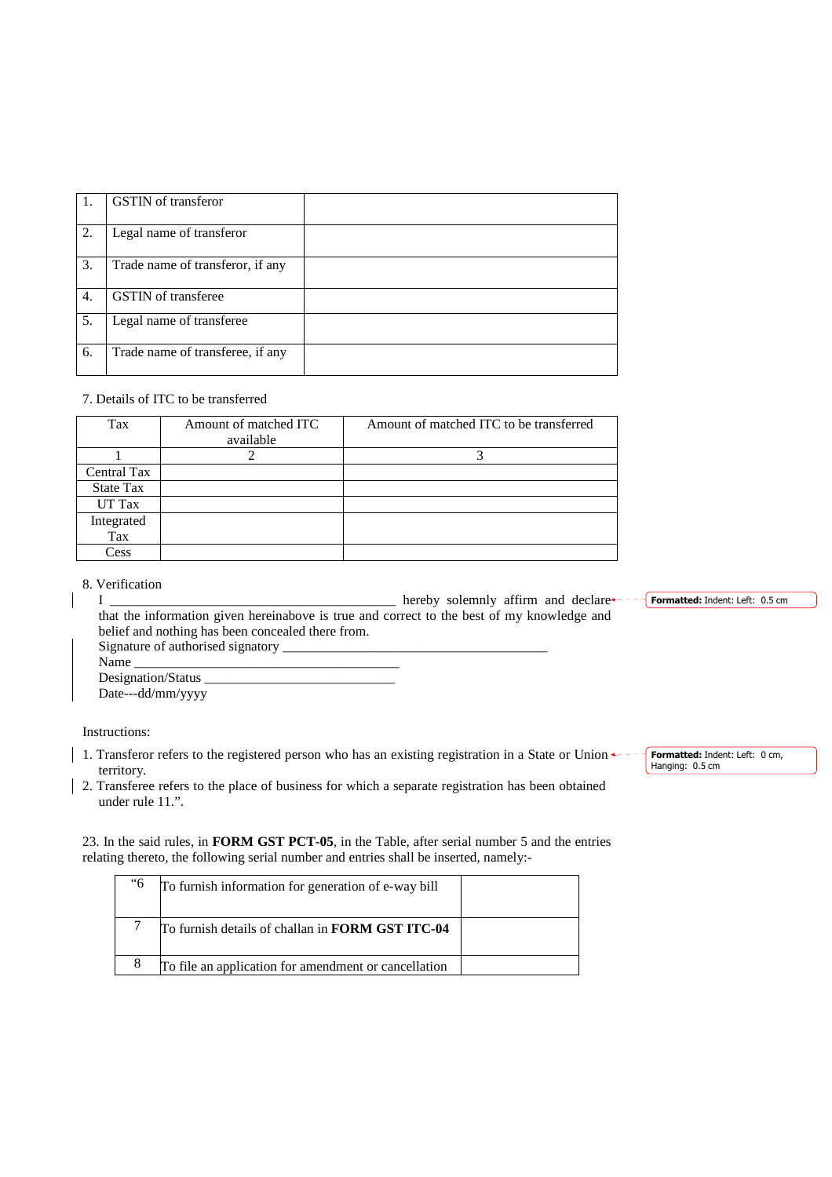| 1. | GSTIN of transferor | |
|---|---|---|
| 2. | Legal name of transferor | |
| 3. | Trade name of transferor, if any | |
| 4. | GSTIN of transferee | |
| 5. | Legal name of transferee | |
| 6. | Trade name of transferee, if any | |

7. Details of ITC to be transferred

| Tax | Amount of matched ITC available | Amount of matched ITC to be transferred |
|---|---|---|
| 1 | 2 | 3 |
| Central Tax | | |
| State Tax | | |
| UT Tax | | |
| Integrated Tax | | |
| Cess | | |

8. Verification

I ___________________________________________ hereby solemnly affirm and declare that the information given hereinabove is true and correct to the best of my knowledge and belief and nothing has been concealed there from.

Signature of authorised signatory ________________________________________

Name ________________________________________

Designation/Status ____________________________

Date---dd/mm/yyyy

Instructions:

1. Transferor refers to the registered person who has an existing registration in a State or Union territory.
2. Transferee refers to the place of business for which a separate registration has been obtained under rule 11.".

23. In the said rules, in **FORM GST PCT-05**, in the Table, after serial number 5 and the entries relating thereto, the following serial number and entries shall be inserted, namely:-

| "6 | To furnish information for generation of e-way bill | |
|---|---|---|
| 7 | To furnish details of challan in **FORM GST ITC-04** | |
| 8 | To file an application for amendment or cancellation | |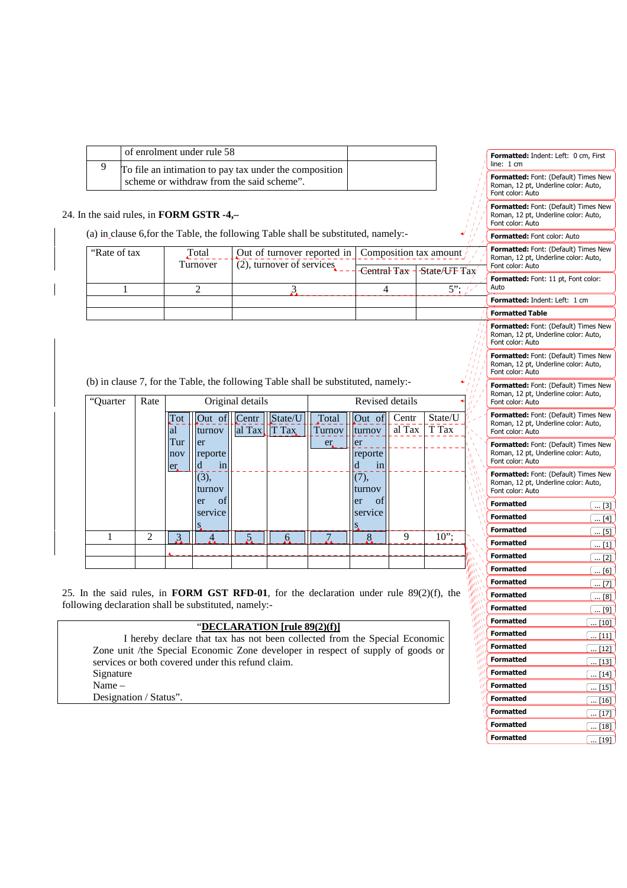| | of enrolment under rule 58 | |
|---|---|---|
| 9 | To file an intimation to pay tax under the composition scheme or withdraw from the said scheme". | |

24. In the said rules, in **FORM GSTR -4,–**

(a) in clause 6,for the Table, the following Table shall be substituted, namely:-

| "Rate of tax | Total Turnover | Out of turnover reported in (2), turnover of services | Composition tax amount | |
|---|---|---|---|---|
| | | | Central Tax | State/UT Tax |
| 1 | 2 | 3 | 4 | 5"; |
| | | | | |
| | | | | |

(b) in clause 7, for the Table, the following Table shall be substituted, namely:-

| "Quarter | Rate | Original details | | | | Revised details | | | |
|---|---|---|---|---|---|---|---|---|---|
| | | Total Turnover | Out of turnover reported in (3), turnover of services | Central Tax | State/UT Tax | Total Turnover | Out of turnover reported in (7), turnover of services | Central Tax | State/UT Tax |
| 1 | 2 | 3 | 4 | 5 | 6 | 7 | 8 | 9 | 10"; |
| | | | | | | | | | |
| | | | | | | | | | |

25. In the said rules, in **FORM GST RFD-01**, for the declaration under rule 89(2)(f), the following declaration shall be substituted, namely:-

"**DECLARATION [rule 89(2)(f)]**

I hereby declare that tax has not been collected from the Special Economic Zone unit /the Special Economic Zone developer in respect of supply of goods or services or both covered under this refund claim.

Signature

Name –

Designation / Status".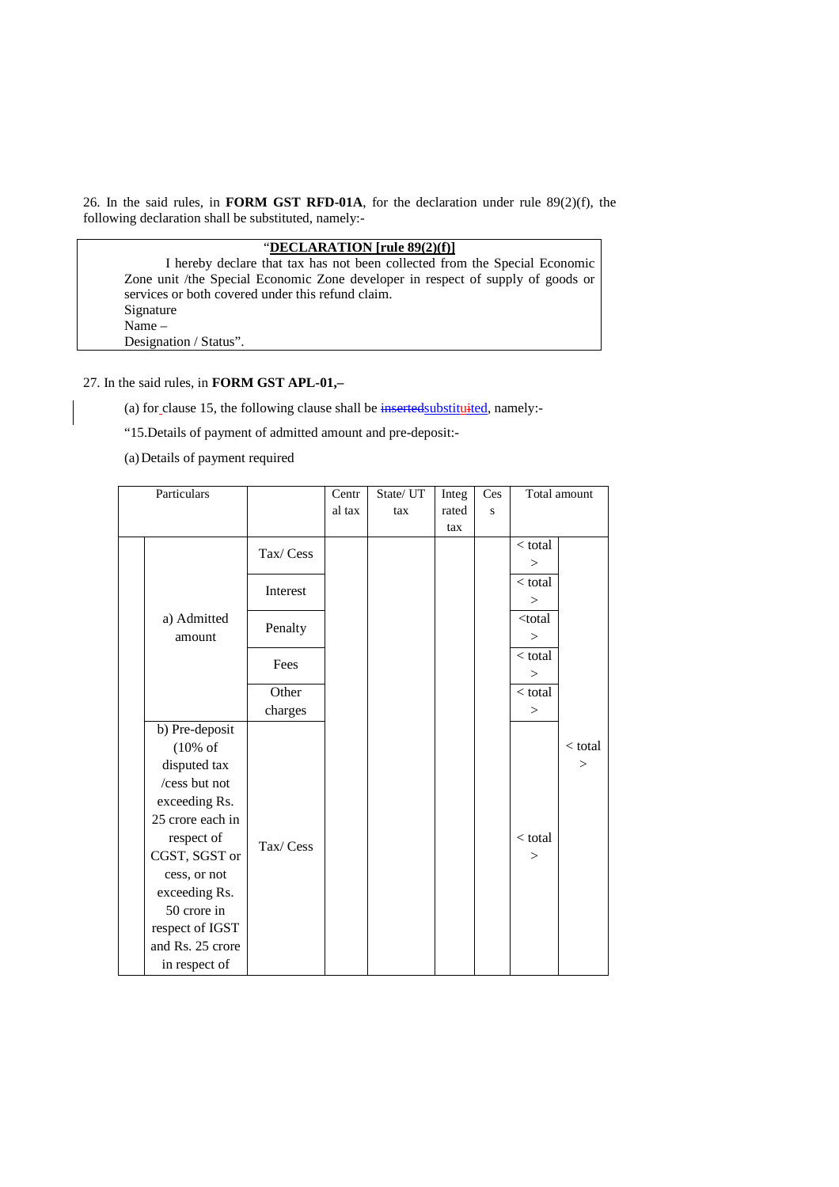26. In the said rules, in **FORM GST RFD-01A**, for the declaration under rule 89(2)(f), the following declaration shall be substituted, namely:-

> "**DECLARATION [rule 89(2)(f)]**
>
> I hereby declare that tax has not been collected from the Special Economic Zone unit /the Special Economic Zone developer in respect of supply of goods or services or both covered under this refund claim.
>
> Signature
>
> Name –
>
> Designation / Status".

27. In the said rules, in **FORM GST APL-01,–**

(a) for clause 15, the following clause shall be ~~inserted~~substituted, namely:-

"15.Details of payment of admitted amount and pre-deposit:-

(a) Details of payment required

| Particulars | | | Central tax | State/ UT tax | Integrated tax | Cess | Total amount | |
|---|---|---|---|---|---|---|---|---|
| | a) Admitted amount | Tax/ Cess | | | | | < total > | |
| | | Interest | | | | | < total > | |
| | | Penalty | | | | | <total > | |
| | | Fees | | | | | < total > | |
| | | Other charges | | | | | < total > | |
| | b) Pre-deposit (10% of disputed tax /cess but not exceeding Rs. 25 crore each in respect of CGST, SGST or cess, or not exceeding Rs. 50 crore in respect of IGST and Rs. 25 crore in respect of | Tax/ Cess | | | | | < total > | < total > |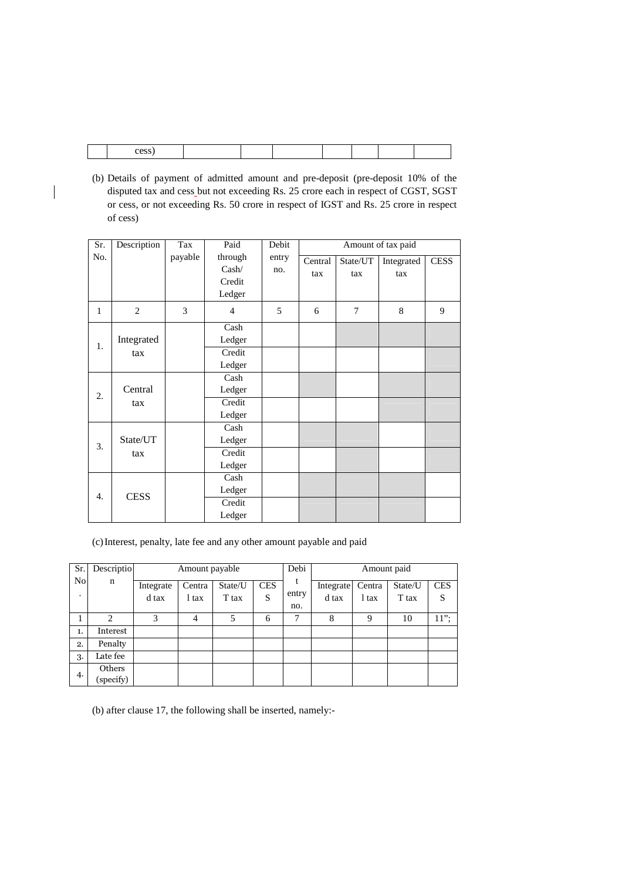| | cess) | | | | | | | |
|---|---|---|---|---|---|---|---|---|

(b) Details of payment of admitted amount and pre-deposit (pre-deposit 10% of the disputed tax and cess but not exceeding Rs. 25 crore each in respect of CGST, SGST or cess, or not exceeding Rs. 50 crore in respect of IGST and Rs. 25 crore in respect of cess)

| Sr. No. | Description | Tax payable | Paid through Cash/ Credit Ledger | Debit entry no. | Amount of tax paid | | | |
|---|---|---|---|---|---|---|---|---|
| | | | | | Central tax | State/UT tax | Integrated tax | CESS |
| 1 | 2 | 3 | 4 | 5 | 6 | 7 | 8 | 9 |
| 1. | Integrated tax | | Cash Ledger | | | | | |
| | | | Credit Ledger | | | | | |
| 2. | Central tax | | Cash Ledger | | | | | |
| | | | Credit Ledger | | | | | |
| 3. | State/UT tax | | Cash Ledger | | | | | |
| | | | Credit Ledger | | | | | |
| 4. | CESS | | Cash Ledger | | | | | |
| | | | Credit Ledger | | | | | |

(c) Interest, penalty, late fee and any other amount payable and paid

| Sr. No. | Description | Amount payable | | | | Debit entry no. | Amount paid | | | |
|---|---|---|---|---|---|---|---|---|---|---|
| | | Integrated tax | Central tax | State/UT tax | CESS | | Integrated tax | Central tax | State/UT tax | CESS |
| 1 | 2 | 3 | 4 | 5 | 6 | 7 | 8 | 9 | 10 | 11"; |
| 1. | Interest | | | | | | | | | |
| 2. | Penalty | | | | | | | | | |
| 3. | Late fee | | | | | | | | | |
| 4. | Others (specify) | | | | | | | | | |

(b) after clause 17, the following shall be inserted, namely:-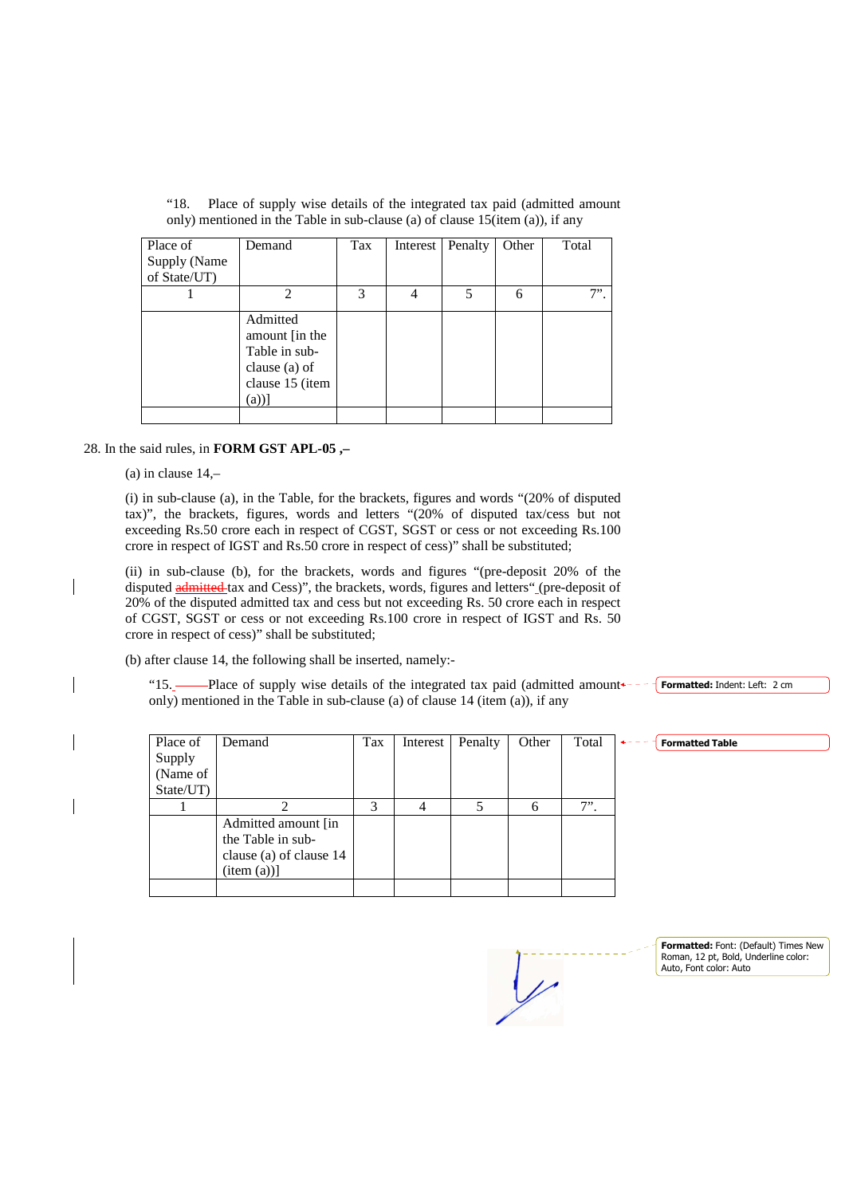"18. Place of supply wise details of the integrated tax paid (admitted amount only) mentioned in the Table in sub-clause (a) of clause 15(item (a)), if any

| Place of Supply (Name of State/UT) | Demand | Tax | Interest | Penalty | Other | Total |
|---|---|---|---|---|---|---|
| 1 | 2 | 3 | 4 | 5 | 6 | 7". |
| | Admitted amount [in the Table in sub-clause (a) of clause 15 (item (a))] | | | | | |
| | | | | | | |

28. In the said rules, in **FORM GST APL-05 ,–**

(a) in clause 14,–

(i) in sub-clause (a), in the Table, for the brackets, figures and words "(20% of disputed tax)", the brackets, figures, words and letters "(20% of disputed tax/cess but not exceeding Rs.50 crore each in respect of CGST, SGST or cess or not exceeding Rs.100 crore in respect of IGST and Rs.50 crore in respect of cess)" shall be substituted;

(ii) in sub-clause (b), for the brackets, words and figures "(pre-deposit 20% of the disputed admitted tax and Cess)", the brackets, words, figures and letters" (pre-deposit of 20% of the disputed admitted tax and cess but not exceeding Rs. 50 crore each in respect of CGST, SGST or cess or not exceeding Rs.100 crore in respect of IGST and Rs. 50 crore in respect of cess)" shall be substituted;

(b) after clause 14, the following shall be inserted, namely:-

"15. Place of supply wise details of the integrated tax paid (admitted amount only) mentioned in the Table in sub-clause (a) of clause 14 (item (a)), if any

| Place of Supply (Name of State/UT) | Demand | Tax | Interest | Penalty | Other | Total |
|---|---|---|---|---|---|---|
| 1 | 2 | 3 | 4 | 5 | 6 | 7". |
| | Admitted amount [in the Table in sub-clause (a) of clause 14 (item (a))] | | | | | |
| | | | | | | |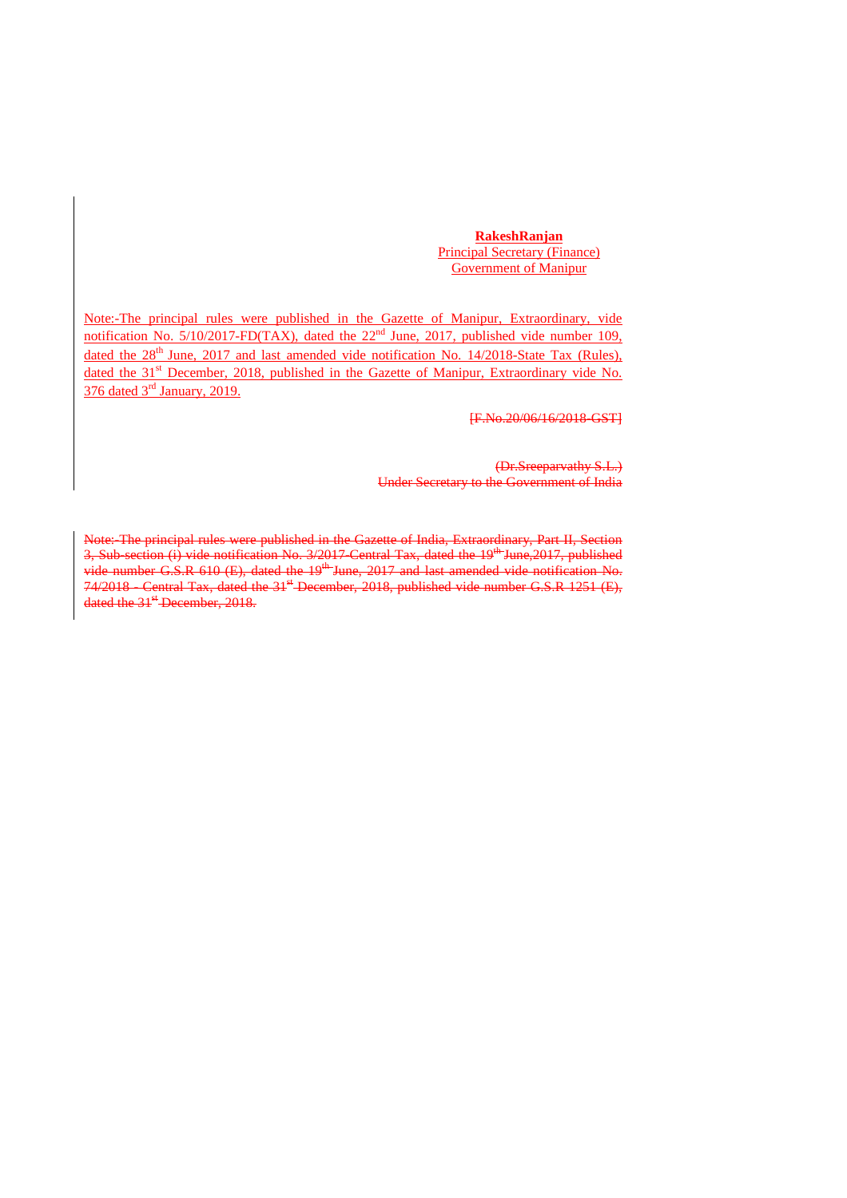**RakeshRanjan**
Principal Secretary (Finance)
Government of Manipur

Note:-The principal rules were published in the Gazette of Manipur, Extraordinary, vide notification No. 5/10/2017-FD(TAX), dated the 22nd June, 2017, published vide number 109, dated the 28th June, 2017 and last amended vide notification No. 14/2018-State Tax (Rules), dated the 31st December, 2018, published in the Gazette of Manipur, Extraordinary vide No. 376 dated 3rd January, 2019.

~~[F.No.20/06/16/2018-GST]~~

~~(Dr.Sreeparvathy S.L.)~~
~~Under Secretary to the Government of India~~

~~Note:-The principal rules were published in the Gazette of India, Extraordinary, Part II, Section 3, Sub-section (i) vide notification No. 3/2017-Central Tax, dated the 19th June,2017, published vide number G.S.R 610 (E), dated the 19th June, 2017 and last amended vide notification No. 74/2018 - Central Tax, dated the 31st December, 2018, published vide number G.S.R 1251 (E), dated the 31st December, 2018.~~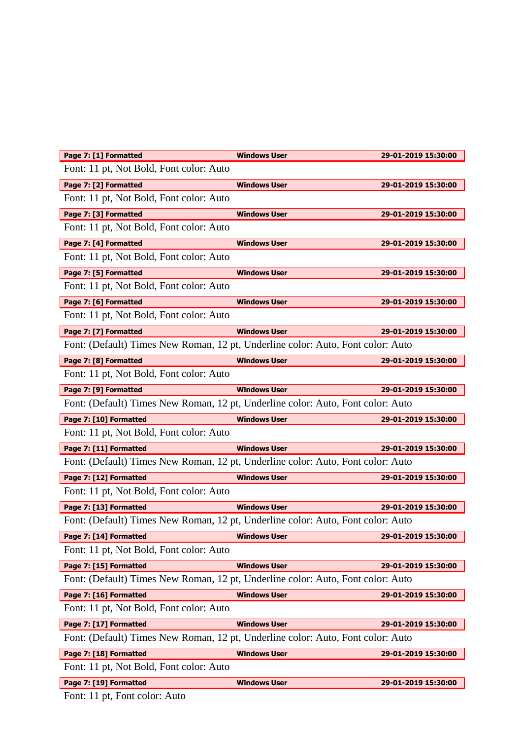| Page 7: [1] Formatted | Windows User | 29-01-2019 15:30:00 |
|---|---|---|

Font: 11 pt, Not Bold, Font color: Auto

| Page 7: [2] Formatted | Windows User | 29-01-2019 15:30:00 |
|---|---|---|

Font: 11 pt, Not Bold, Font color: Auto

| Page 7: [3] Formatted | Windows User | 29-01-2019 15:30:00 |
|---|---|---|

Font: 11 pt, Not Bold, Font color: Auto

| Page 7: [4] Formatted | Windows User | 29-01-2019 15:30:00 |
|---|---|---|

Font: 11 pt, Not Bold, Font color: Auto

| Page 7: [5] Formatted | Windows User | 29-01-2019 15:30:00 |
|---|---|---|

Font: 11 pt, Not Bold, Font color: Auto

| Page 7: [6] Formatted | Windows User | 29-01-2019 15:30:00 |
|---|---|---|

Font: 11 pt, Not Bold, Font color: Auto

| Page 7: [7] Formatted | Windows User | 29-01-2019 15:30:00 |
|---|---|---|

Font: (Default) Times New Roman, 12 pt, Underline color: Auto, Font color: Auto

| Page 7: [8] Formatted | Windows User | 29-01-2019 15:30:00 |
|---|---|---|

Font: 11 pt, Not Bold, Font color: Auto

| Page 7: [9] Formatted | Windows User | 29-01-2019 15:30:00 |
|---|---|---|

Font: (Default) Times New Roman, 12 pt, Underline color: Auto, Font color: Auto

| Page 7: [10] Formatted | Windows User | 29-01-2019 15:30:00 |
|---|---|---|

Font: 11 pt, Not Bold, Font color: Auto

| Page 7: [11] Formatted | Windows User | 29-01-2019 15:30:00 |
|---|---|---|

Font: (Default) Times New Roman, 12 pt, Underline color: Auto, Font color: Auto

| Page 7: [12] Formatted | Windows User | 29-01-2019 15:30:00 |
|---|---|---|

Font: 11 pt, Not Bold, Font color: Auto

| Page 7: [13] Formatted | Windows User | 29-01-2019 15:30:00 |
|---|---|---|

Font: (Default) Times New Roman, 12 pt, Underline color: Auto, Font color: Auto

| Page 7: [14] Formatted | Windows User | 29-01-2019 15:30:00 |
|---|---|---|

Font: 11 pt, Not Bold, Font color: Auto

| Page 7: [15] Formatted | Windows User | 29-01-2019 15:30:00 |
|---|---|---|

Font: (Default) Times New Roman, 12 pt, Underline color: Auto, Font color: Auto

| Page 7: [16] Formatted | Windows User | 29-01-2019 15:30:00 |
|---|---|---|

Font: 11 pt, Not Bold, Font color: Auto

| Page 7: [17] Formatted | Windows User | 29-01-2019 15:30:00 |
|---|---|---|

Font: (Default) Times New Roman, 12 pt, Underline color: Auto, Font color: Auto

| Page 7: [18] Formatted | Windows User | 29-01-2019 15:30:00 |
|---|---|---|

Font: 11 pt, Not Bold, Font color: Auto

| Page 7: [19] Formatted | Windows User | 29-01-2019 15:30:00 |
|---|---|---|

Font: 11 pt, Font color: Auto